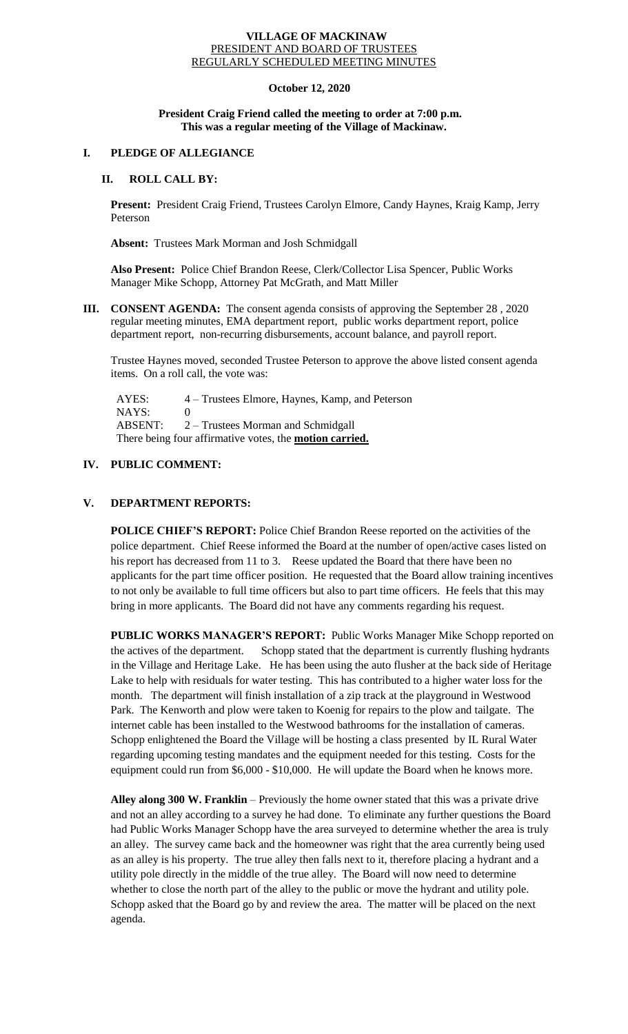# VILLAGE OF MACKINAW
## PRESIDENT AND BOARD OF TRUSTEES
## REGULARLY SCHEDULED MEETING MINUTES

**October 12, 2020**

**President Craig Friend called the meeting to order at 7:00 p.m.**
**This was a regular meeting of the Village of Mackinaw.**

## I. PLEDGE OF ALLEGIANCE

### II. ROLL CALL BY:

**Present:** President Craig Friend, Trustees Carolyn Elmore, Candy Haynes, Kraig Kamp, Jerry Peterson

**Absent:** Trustees Mark Morman and Josh Schmidgall

**Also Present:** Police Chief Brandon Reese, Clerk/Collector Lisa Spencer, Public Works Manager Mike Schopp, Attorney Pat McGrath, and Matt Miller

## III. CONSENT AGENDA:

The consent agenda consists of approving the September 28 , 2020 regular meeting minutes, EMA department report, public works department report, police department report, non-recurring disbursements, account balance, and payroll report.

Trustee Haynes moved, seconded Trustee Peterson to approve the above listed consent agenda items. On a roll call, the vote was:

AYES: 4 – Trustees Elmore, Haynes, Kamp, and Peterson
NAYS: 0
ABSENT: 2 – Trustees Morman and Schmidgall
There being four affirmative votes, the **motion carried.**

## IV. PUBLIC COMMENT:

## V. DEPARTMENT REPORTS:

**POLICE CHIEF'S REPORT:** Police Chief Brandon Reese reported on the activities of the police department. Chief Reese informed the Board at the number of open/active cases listed on his report has decreased from 11 to 3. Reese updated the Board that there have been no applicants for the part time officer position. He requested that the Board allow training incentives to not only be available to full time officers but also to part time officers. He feels that this may bring in more applicants. The Board did not have any comments regarding his request.

**PUBLIC WORKS MANAGER'S REPORT:** Public Works Manager Mike Schopp reported on the actives of the department. Schopp stated that the department is currently flushing hydrants in the Village and Heritage Lake. He has been using the auto flusher at the back side of Heritage Lake to help with residuals for water testing. This has contributed to a higher water loss for the month. The department will finish installation of a zip track at the playground in Westwood Park. The Kenworth and plow were taken to Koenig for repairs to the plow and tailgate. The internet cable has been installed to the Westwood bathrooms for the installation of cameras. Schopp enlightened the Board the Village will be hosting a class presented by IL Rural Water regarding upcoming testing mandates and the equipment needed for this testing. Costs for the equipment could run from $6,000 - $10,000. He will update the Board when he knows more.

**Alley along 300 W. Franklin** – Previously the home owner stated that this was a private drive and not an alley according to a survey he had done. To eliminate any further questions the Board had Public Works Manager Schopp have the area surveyed to determine whether the area is truly an alley. The survey came back and the homeowner was right that the area currently being used as an alley is his property. The true alley then falls next to it, therefore placing a hydrant and a utility pole directly in the middle of the true alley. The Board will now need to determine whether to close the north part of the alley to the public or move the hydrant and utility pole. Schopp asked that the Board go by and review the area. The matter will be placed on the next agenda.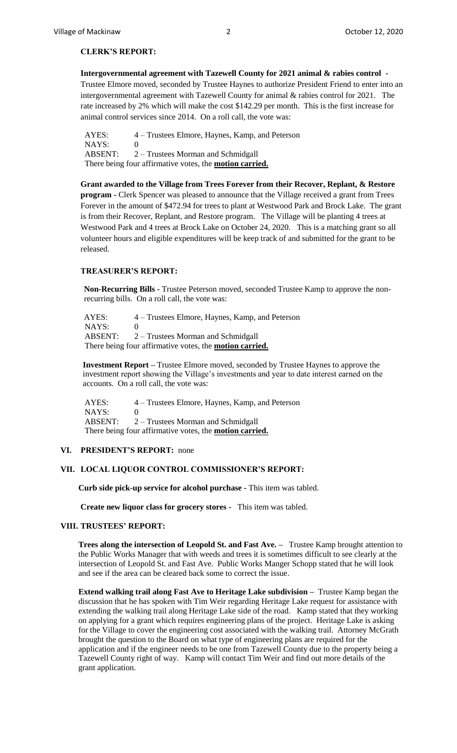**CLERK'S REPORT:**

**Intergovernmental agreement with Tazewell County for 2021 animal & rabies control -** Trustee Elmore moved, seconded by Trustee Haynes to authorize President Friend to enter into an intergovernmental agreement with Tazewell County for animal & rabies control for 2021. The rate increased by 2% which will make the cost $142.29 per month. This is the first increase for animal control services since 2014. On a roll call, the vote was:

AYES: 4 – Trustees Elmore, Haynes, Kamp, and Peterson
NAYS: 0
ABSENT: 2 – Trustees Morman and Schmidgall
There being four affirmative votes, the **motion carried.**

**Grant awarded to the Village from Trees Forever from their Recover, Replant, & Restore program -** Clerk Spencer was pleased to announce that the Village received a grant from Trees Forever in the amount of $472.94 for trees to plant at Westwood Park and Brock Lake. The grant is from their Recover, Replant, and Restore program. The Village will be planting 4 trees at Westwood Park and 4 trees at Brock Lake on October 24, 2020. This is a matching grant so all volunteer hours and eligible expenditures will be keep track of and submitted for the grant to be released.

**TREASURER'S REPORT:**

**Non-Recurring Bills -** Trustee Peterson moved, seconded Trustee Kamp to approve the non-recurring bills. On a roll call, the vote was:

AYES: 4 – Trustees Elmore, Haynes, Kamp, and Peterson
NAYS: 0
ABSENT: 2 – Trustees Morman and Schmidgall
There being four affirmative votes, the **motion carried.**

**Investment Report –** Trustee Elmore moved, seconded by Trustee Haynes to approve the investment report showing the Village's investments and year to date interest earned on the accounts. On a roll call, the vote was:

AYES: 4 – Trustees Elmore, Haynes, Kamp, and Peterson
NAYS: 0
ABSENT: 2 – Trustees Morman and Schmidgall
There being four affirmative votes, the **motion carried.**

## VI. PRESIDENT'S REPORT: none

## VII. LOCAL LIQUOR CONTROL COMMISSIONER'S REPORT:

**Curb side pick-up service for alcohol purchase -** This item was tabled.

**Create new liquor class for grocery stores -** This item was tabled.

## VIII. TRUSTEES' REPORT:

**Trees along the intersection of Leopold St. and Fast Ave. –** Trustee Kamp brought attention to the Public Works Manager that with weeds and trees it is sometimes difficult to see clearly at the intersection of Leopold St. and Fast Ave. Public Works Manger Schopp stated that he will look and see if the area can be cleared back some to correct the issue.

**Extend walking trail along Fast Ave to Heritage Lake subdivision –** Trustee Kamp began the discussion that he has spoken with Tim Weir regarding Heritage Lake request for assistance with extending the walking trail along Heritage Lake side of the road. Kamp stated that they working on applying for a grant which requires engineering plans of the project. Heritage Lake is asking for the Village to cover the engineering cost associated with the walking trail. Attorney McGrath brought the question to the Board on what type of engineering plans are required for the application and if the engineer needs to be one from Tazewell County due to the property being a Tazewell County right of way. Kamp will contact Tim Weir and find out more details of the grant application.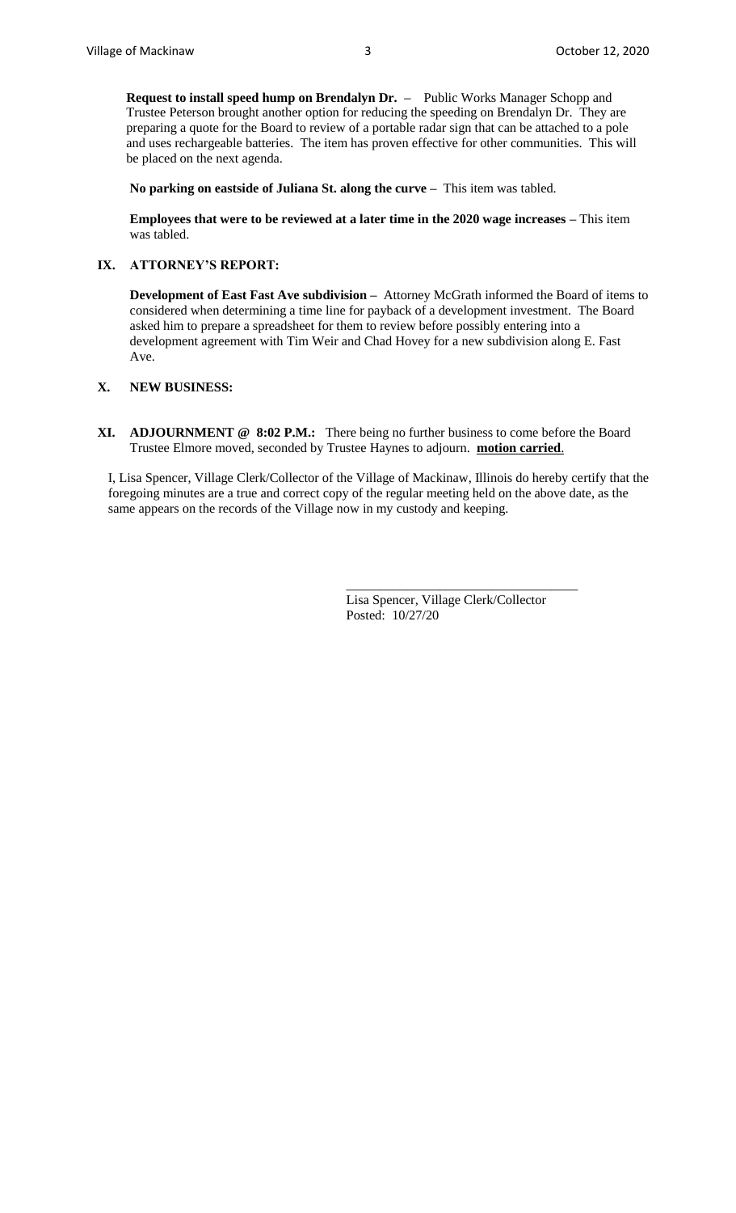**Request to install speed hump on Brendalyn Dr.** – Public Works Manager Schopp and Trustee Peterson brought another option for reducing the speeding on Brendalyn Dr. They are preparing a quote for the Board to review of a portable radar sign that can be attached to a pole and uses rechargeable batteries. The item has proven effective for other communities. This will be placed on the next agenda.

**No parking on eastside of Juliana St. along the curve** – This item was tabled.

**Employees that were to be reviewed at a later time in the 2020 wage increases** – This item was tabled.

## IX. ATTORNEY'S REPORT:

**Development of East Fast Ave subdivision** – Attorney McGrath informed the Board of items to considered when determining a time line for payback of a development investment. The Board asked him to prepare a spreadsheet for them to review before possibly entering into a development agreement with Tim Weir and Chad Hovey for a new subdivision along E. Fast Ave.

## X. NEW BUSINESS:

## XI. ADJOURNMENT @ 8:02 P.M.:

There being no further business to come before the Board Trustee Elmore moved, seconded by Trustee Haynes to adjourn. **motion carried**.

I, Lisa Spencer, Village Clerk/Collector of the Village of Mackinaw, Illinois do hereby certify that the foregoing minutes are a true and correct copy of the regular meeting held on the above date, as the same appears on the records of the Village now in my custody and keeping.

___________________________________

Lisa Spencer, Village Clerk/Collector
Posted: 10/27/20